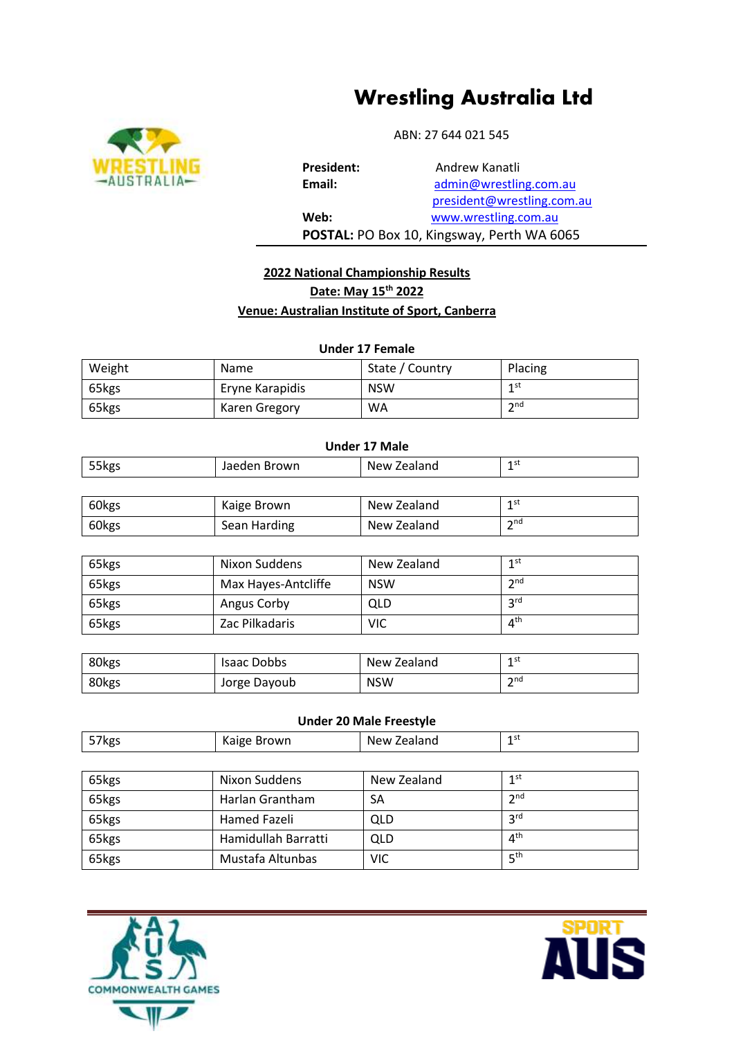# Wrestling Australia Ltd

ABN: 27 644 021 545

**President:** Andrew Kanatli
**Email:** admin@wrestling.com.au
president@wrestling.com.au
**Web:** www.wrestling.com.au
**POSTAL:** PO Box 10, Kingsway, Perth WA 6065

**2022 National Championship Results**
**Date: May 15th 2022**
**Venue: Australian Institute of Sport, Canberra**

**Under 17 Female**

| Weight | Name | State / Country | Placing |
|---|---|---|---|
| 65kgs | Eryne Karapidis | NSW | 1st |
| 65kgs | Karen Gregory | WA | 2nd |

**Under 17 Male**

| Weight | Name | State / Country | Placing |
|---|---|---|---|
| 55kgs | Jaeden Brown | New Zealand | 1st |

| Weight | Name | State / Country | Placing |
|---|---|---|---|
| 60kgs | Kaige Brown | New Zealand | 1st |
| 60kgs | Sean Harding | New Zealand | 2nd |

| Weight | Name | State / Country | Placing |
|---|---|---|---|
| 65kgs | Nixon Suddens | New Zealand | 1st |
| 65kgs | Max Hayes-Antcliffe | NSW | 2nd |
| 65kgs | Angus Corby | QLD | 3rd |
| 65kgs | Zac Pilkadaris | VIC | 4th |

| Weight | Name | State / Country | Placing |
|---|---|---|---|
| 80kgs | Isaac Dobbs | New Zealand | 1st |
| 80kgs | Jorge Dayoub | NSW | 2nd |

**Under 20 Male Freestyle**

| Weight | Name | State / Country | Placing |
|---|---|---|---|
| 57kgs | Kaige Brown | New Zealand | 1st |

| Weight | Name | State / Country | Placing |
|---|---|---|---|
| 65kgs | Nixon Suddens | New Zealand | 1st |
| 65kgs | Harlan Grantham | SA | 2nd |
| 65kgs | Hamed Fazeli | QLD | 3rd |
| 65kgs | Hamidullah Barratti | QLD | 4th |
| 65kgs | Mustafa Altunbas | VIC | 5th |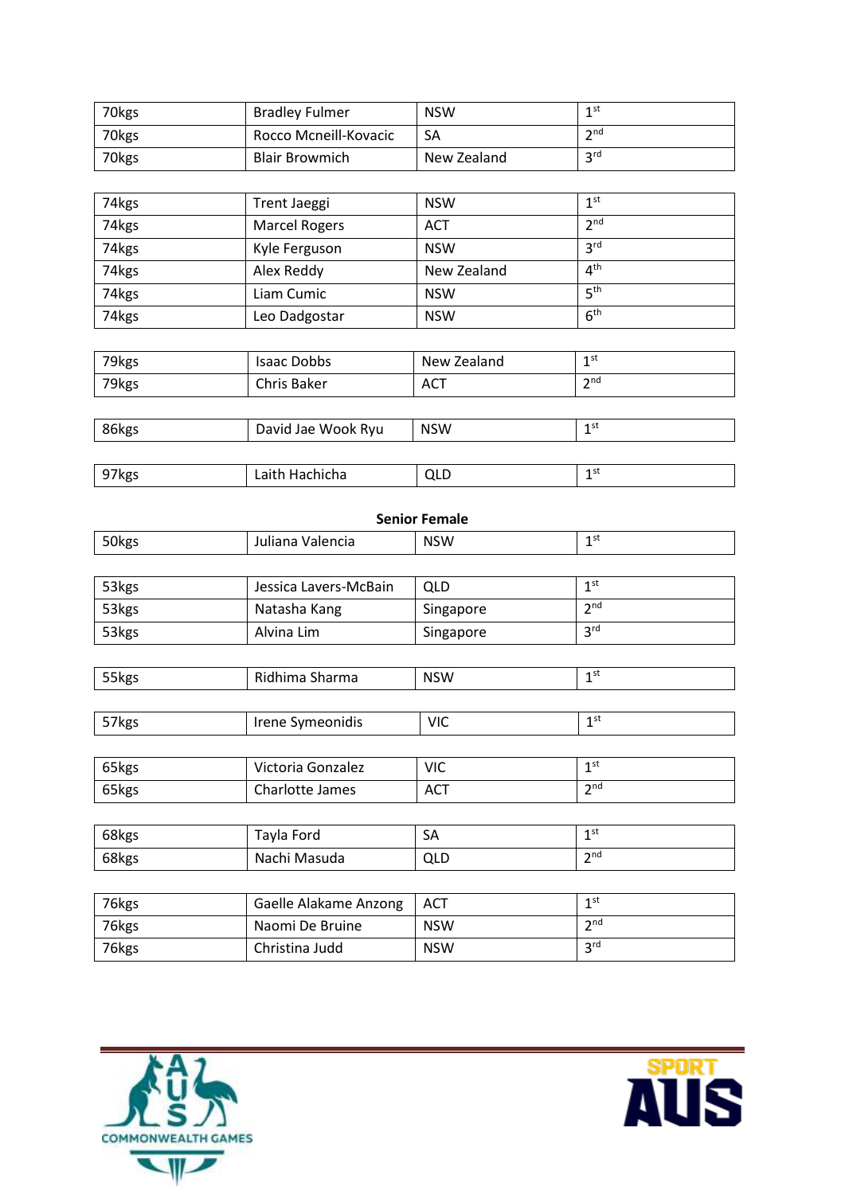| 70kgs | Bradley Fulmer | NSW | 1st |
|---|---|---|---|
| 70kgs | Rocco Mcneill-Kovacic | SA | 2nd |
| 70kgs | Blair Browmich | New Zealand | 3rd |

| 74kgs | Trent Jaeggi | NSW | 1st |
|---|---|---|---|
| 74kgs | Marcel Rogers | ACT | 2nd |
| 74kgs | Kyle Ferguson | NSW | 3rd |
| 74kgs | Alex Reddy | New Zealand | 4th |
| 74kgs | Liam Cumic | NSW | 5th |
| 74kgs | Leo Dadgostar | NSW | 6th |

| 79kgs | Isaac Dobbs | New Zealand | 1st |
|---|---|---|---|
| 79kgs | Chris Baker | ACT | 2nd |

| 86kgs | David Jae Wook Ryu | NSW | 1st |
|---|---|---|---|

| 97kgs | Laith Hachicha | QLD | 1st |
|---|---|---|---|

**Senior Female**

| 50kgs | Juliana Valencia | NSW | 1st |
|---|---|---|---|

| 53kgs | Jessica Lavers-McBain | QLD | 1st |
|---|---|---|---|
| 53kgs | Natasha Kang | Singapore | 2nd |
| 53kgs | Alvina Lim | Singapore | 3rd |

| 55kgs | Ridhima Sharma | NSW | 1st |
|---|---|---|---|

| 57kgs | Irene Symeonidis | VIC | 1st |
|---|---|---|---|

| 65kgs | Victoria Gonzalez | VIC | 1st |
|---|---|---|---|
| 65kgs | Charlotte James | ACT | 2nd |

| 68kgs | Tayla Ford | SA | 1st |
|---|---|---|---|
| 68kgs | Nachi Masuda | QLD | 2nd |

| 76kgs | Gaelle Alakame Anzong | ACT | 1st |
|---|---|---|---|
| 76kgs | Naomi De Bruine | NSW | 2nd |
| 76kgs | Christina Judd | NSW | 3rd |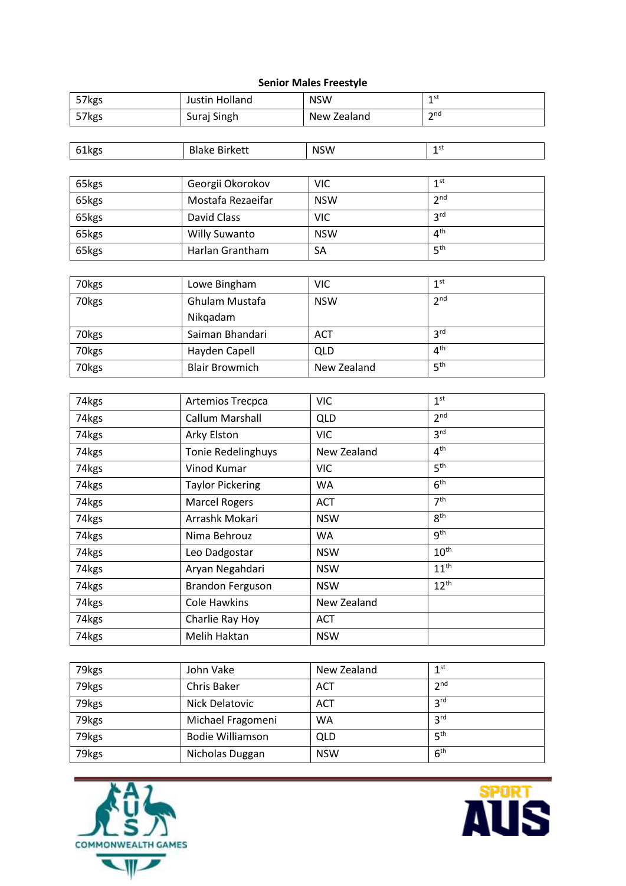**Senior Males Freestyle**

| | | | |
|---|---|---|---|
| 57kgs | Justin Holland | NSW | 1st |
| 57kgs | Suraj Singh | New Zealand | 2nd |

| | | | |
|---|---|---|---|
| 61kgs | Blake Birkett | NSW | 1st |

| | | | |
|---|---|---|---|
| 65kgs | Georgii Okorokov | VIC | 1st |
| 65kgs | Mostafa Rezaeifar | NSW | 2nd |
| 65kgs | David Class | VIC | 3rd |
| 65kgs | Willy Suwanto | NSW | 4th |
| 65kgs | Harlan Grantham | SA | 5th |

| | | | |
|---|---|---|---|
| 70kgs | Lowe Bingham | VIC | 1st |
| 70kgs | Ghulam Mustafa Nikqadam | NSW | 2nd |
| 70kgs | Saiman Bhandari | ACT | 3rd |
| 70kgs | Hayden Capell | QLD | 4th |
| 70kgs | Blair Browmich | New Zealand | 5th |

| | | | |
|---|---|---|---|
| 74kgs | Artemios Trecpca | VIC | 1st |
| 74kgs | Callum Marshall | QLD | 2nd |
| 74kgs | Arky Elston | VIC | 3rd |
| 74kgs | Tonie Redelinghuys | New Zealand | 4th |
| 74kgs | Vinod Kumar | VIC | 5th |
| 74kgs | Taylor Pickering | WA | 6th |
| 74kgs | Marcel Rogers | ACT | 7th |
| 74kgs | Arrashk Mokari | NSW | 8th |
| 74kgs | Nima Behrouz | WA | 9th |
| 74kgs | Leo Dadgostar | NSW | 10th |
| 74kgs | Aryan Negahdari | NSW | 11th |
| 74kgs | Brandon Ferguson | NSW | 12th |
| 74kgs | Cole Hawkins | New Zealand | |
| 74kgs | Charlie Ray Hoy | ACT | |
| 74kgs | Melih Haktan | NSW | |

| | | | |
|---|---|---|---|
| 79kgs | John Vake | New Zealand | 1st |
| 79kgs | Chris Baker | ACT | 2nd |
| 79kgs | Nick Delatovic | ACT | 3rd |
| 79kgs | Michael Fragomeni | WA | 3rd |
| 79kgs | Bodie Williamson | QLD | 5th |
| 79kgs | Nicholas Duggan | NSW | 6th |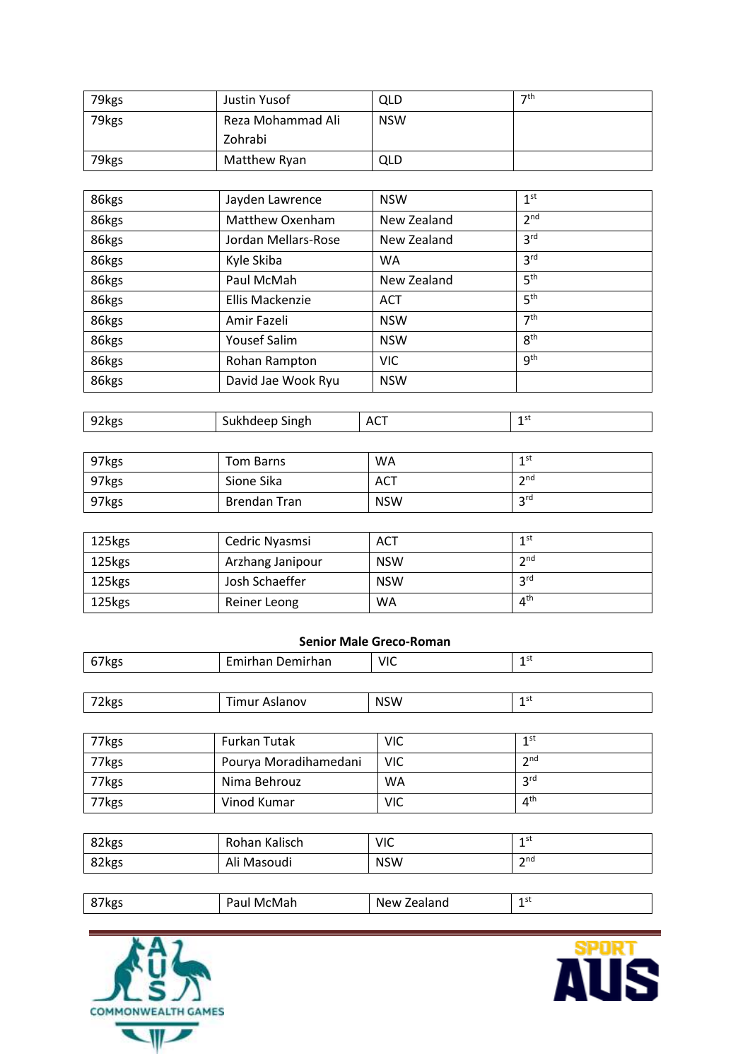| | | | |
|---|---|---|---|
| 79kgs | Justin Yusof | QLD | 7th |
| 79kgs | Reza Mohammad Ali Zohrabi | NSW | |
| 79kgs | Matthew Ryan | QLD | |

| | | | |
|---|---|---|---|
| 86kgs | Jayden Lawrence | NSW | 1st |
| 86kgs | Matthew Oxenham | New Zealand | 2nd |
| 86kgs | Jordan Mellars-Rose | New Zealand | 3rd |
| 86kgs | Kyle Skiba | WA | 3rd |
| 86kgs | Paul McMah | New Zealand | 5th |
| 86kgs | Ellis Mackenzie | ACT | 5th |
| 86kgs | Amir Fazeli | NSW | 7th |
| 86kgs | Yousef Salim | NSW | 8th |
| 86kgs | Rohan Rampton | VIC | 9th |
| 86kgs | David Jae Wook Ryu | NSW | |

| | | | |
|---|---|---|---|
| 92kgs | Sukhdeep Singh | ACT | 1st |

| | | | |
|---|---|---|---|
| 97kgs | Tom Barns | WA | 1st |
| 97kgs | Sione Sika | ACT | 2nd |
| 97kgs | Brendan Tran | NSW | 3rd |

| | | | |
|---|---|---|---|
| 125kgs | Cedric Nyasmsi | ACT | 1st |
| 125kgs | Arzhang Janipour | NSW | 2nd |
| 125kgs | Josh Schaeffer | NSW | 3rd |
| 125kgs | Reiner Leong | WA | 4th |

**Senior Male Greco-Roman**

| | | | |
|---|---|---|---|
| 67kgs | Emirhan Demirhan | VIC | 1st |

| | | | |
|---|---|---|---|
| 72kgs | Timur Aslanov | NSW | 1st |

| | | | |
|---|---|---|---|
| 77kgs | Furkan Tutak | VIC | 1st |
| 77kgs | Pourya Moradihamedani | VIC | 2nd |
| 77kgs | Nima Behrouz | WA | 3rd |
| 77kgs | Vinod Kumar | VIC | 4th |

| | | | |
|---|---|---|---|
| 82kgs | Rohan Kalisch | VIC | 1st |
| 82kgs | Ali Masoudi | NSW | 2nd |

| | | | |
|---|---|---|---|
| 87kgs | Paul McMah | New Zealand | 1st |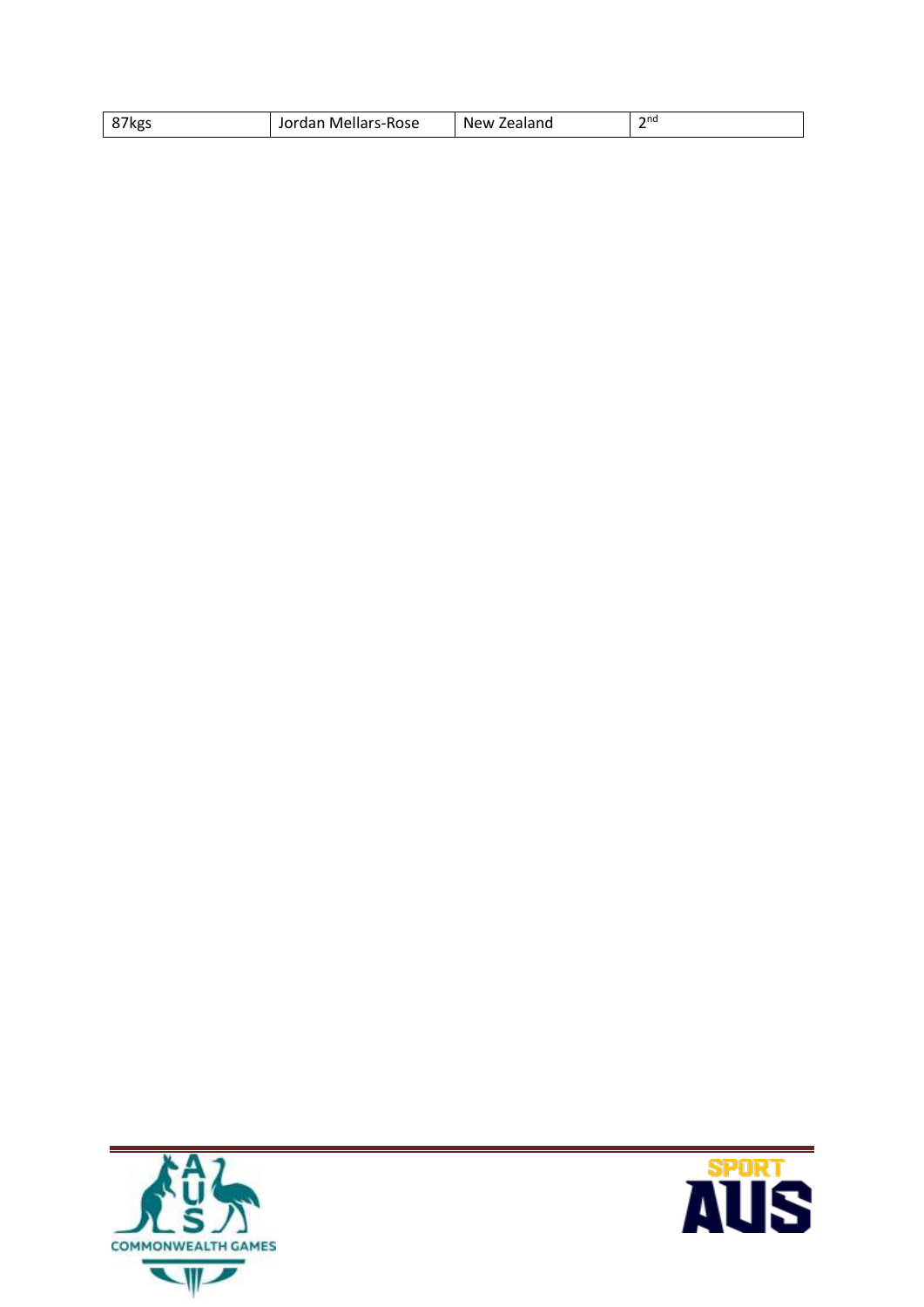| | | | |
|---|---|---|---|
| 87kgs | Jordan Mellars-Rose | New Zealand | 2nd |